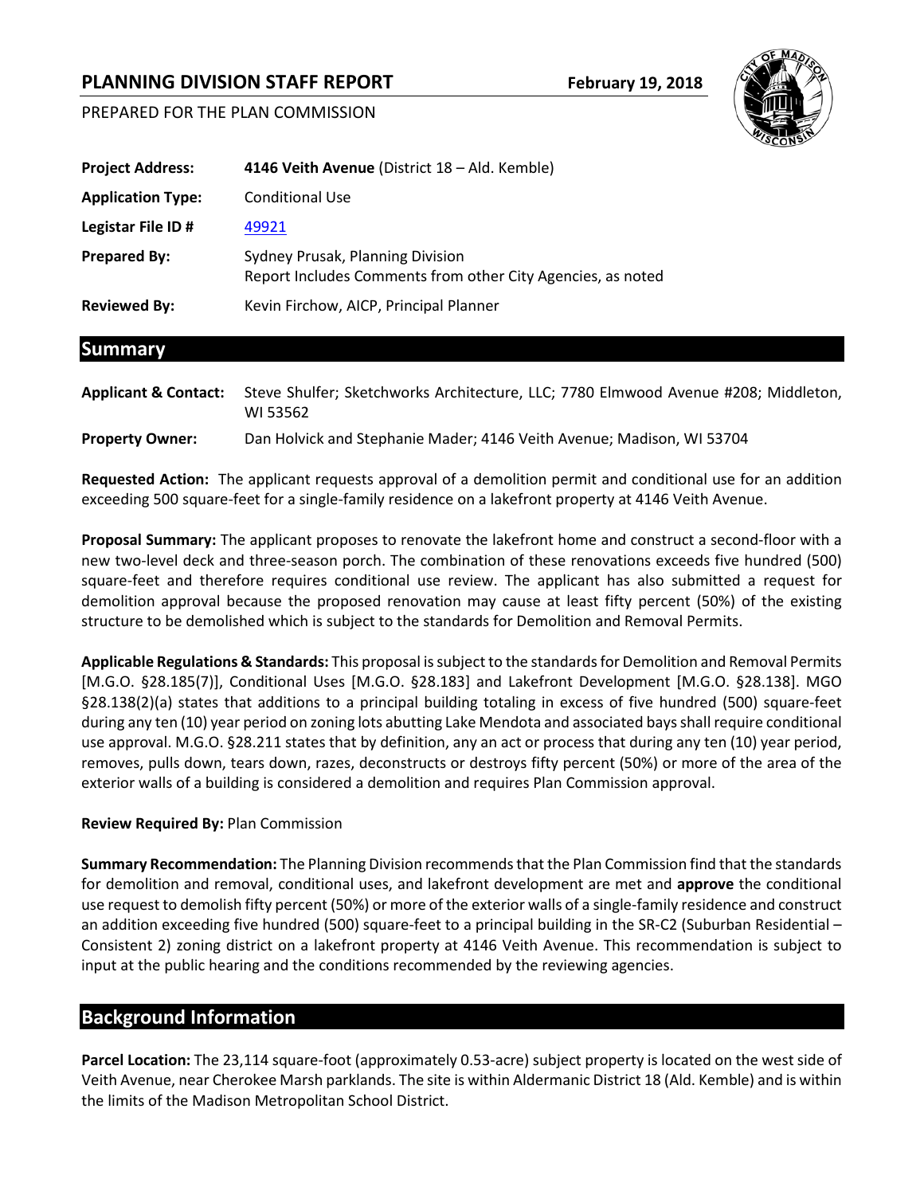# PLANNING DIVISION STAFF REPORT

**February 19, 2018**

PREPARED FOR THE PLAN COMMISSION

| | |
|---|---|
| **Project Address:** | **4146 Veith Avenue** (District 18 – Ald. Kemble) |
| **Application Type:** | Conditional Use |
| **Legistar File ID #** | 49921 |
| **Prepared By:** | Sydney Prusak, Planning Division<br>Report Includes Comments from other City Agencies, as noted |
| **Reviewed By:** | Kevin Firchow, AICP, Principal Planner |

## Summary

**Applicant & Contact:** Steve Shulfer; Sketchworks Architecture, LLC; 7780 Elmwood Avenue #208; Middleton, WI 53562

**Property Owner:** Dan Holvick and Stephanie Mader; 4146 Veith Avenue; Madison, WI 53704

**Requested Action:** The applicant requests approval of a demolition permit and conditional use for an addition exceeding 500 square-feet for a single-family residence on a lakefront property at 4146 Veith Avenue.

**Proposal Summary:** The applicant proposes to renovate the lakefront home and construct a second-floor with a new two-level deck and three-season porch. The combination of these renovations exceeds five hundred (500) square-feet and therefore requires conditional use review. The applicant has also submitted a request for demolition approval because the proposed renovation may cause at least fifty percent (50%) of the existing structure to be demolished which is subject to the standards for Demolition and Removal Permits.

**Applicable Regulations & Standards:** This proposal is subject to the standards for Demolition and Removal Permits [M.G.O. §28.185(7)], Conditional Uses [M.G.O. §28.183] and Lakefront Development [M.G.O. §28.138]. MGO §28.138(2)(a) states that additions to a principal building totaling in excess of five hundred (500) square-feet during any ten (10) year period on zoning lots abutting Lake Mendota and associated bays shall require conditional use approval. M.G.O. §28.211 states that by definition, any an act or process that during any ten (10) year period, removes, pulls down, tears down, razes, deconstructs or destroys fifty percent (50%) or more of the area of the exterior walls of a building is considered a demolition and requires Plan Commission approval.

**Review Required By:** Plan Commission

**Summary Recommendation:** The Planning Division recommends that the Plan Commission find that the standards for demolition and removal, conditional uses, and lakefront development are met and **approve** the conditional use request to demolish fifty percent (50%) or more of the exterior walls of a single-family residence and construct an addition exceeding five hundred (500) square-feet to a principal building in the SR-C2 (Suburban Residential – Consistent 2) zoning district on a lakefront property at 4146 Veith Avenue. This recommendation is subject to input at the public hearing and the conditions recommended by the reviewing agencies.

## Background Information

**Parcel Location:** The 23,114 square-foot (approximately 0.53-acre) subject property is located on the west side of Veith Avenue, near Cherokee Marsh parklands. The site is within Aldermanic District 18 (Ald. Kemble) and is within the limits of the Madison Metropolitan School District.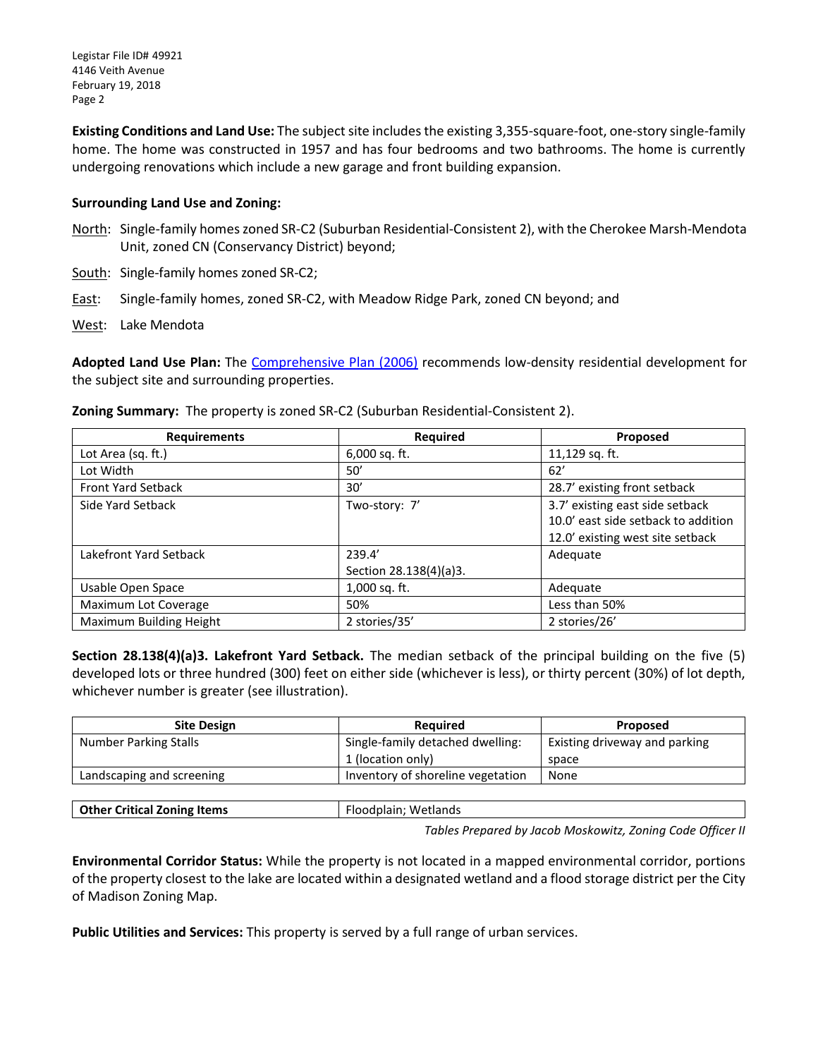**Existing Conditions and Land Use:** The subject site includes the existing 3,355-square-foot, one-story single-family home. The home was constructed in 1957 and has four bedrooms and two bathrooms. The home is currently undergoing renovations which include a new garage and front building expansion.

**Surrounding Land Use and Zoning:**

North: Single-family homes zoned SR-C2 (Suburban Residential-Consistent 2), with the Cherokee Marsh-Mendota Unit, zoned CN (Conservancy District) beyond;

South: Single-family homes zoned SR-C2;

East: Single-family homes, zoned SR-C2, with Meadow Ridge Park, zoned CN beyond; and

West: Lake Mendota

**Adopted Land Use Plan:** The Comprehensive Plan (2006) recommends low-density residential development for the subject site and surrounding properties.

**Zoning Summary:** The property is zoned SR-C2 (Suburban Residential-Consistent 2).

| Requirements | Required | Proposed |
|---|---|---|
| Lot Area (sq. ft.) | 6,000 sq. ft. | 11,129 sq. ft. |
| Lot Width | 50' | 62' |
| Front Yard Setback | 30' | 28.7' existing front setback |
| Side Yard Setback | Two-story: 7' | 3.7' existing east side setback<br>10.0' east side setback to addition<br>12.0' existing west site setback |
| Lakefront Yard Setback | 239.4'<br>Section 28.138(4)(a)3. | Adequate |
| Usable Open Space | 1,000 sq. ft. | Adequate |
| Maximum Lot Coverage | 50% | Less than 50% |
| Maximum Building Height | 2 stories/35' | 2 stories/26' |

**Section 28.138(4)(a)3. Lakefront Yard Setback.** The median setback of the principal building on the five (5) developed lots or three hundred (300) feet on either side (whichever is less), or thirty percent (30%) of lot depth, whichever number is greater (see illustration).

| Site Design | Required | Proposed |
|---|---|---|
| Number Parking Stalls | Single-family detached dwelling:<br>1 (location only) | Existing driveway and parking space |
| Landscaping and screening | Inventory of shoreline vegetation | None |

| Other Critical Zoning Items | Floodplain; Wetlands |
|---|---|

*Tables Prepared by Jacob Moskowitz, Zoning Code Officer II*

**Environmental Corridor Status:** While the property is not located in a mapped environmental corridor, portions of the property closest to the lake are located within a designated wetland and a flood storage district per the City of Madison Zoning Map.

**Public Utilities and Services:** This property is served by a full range of urban services.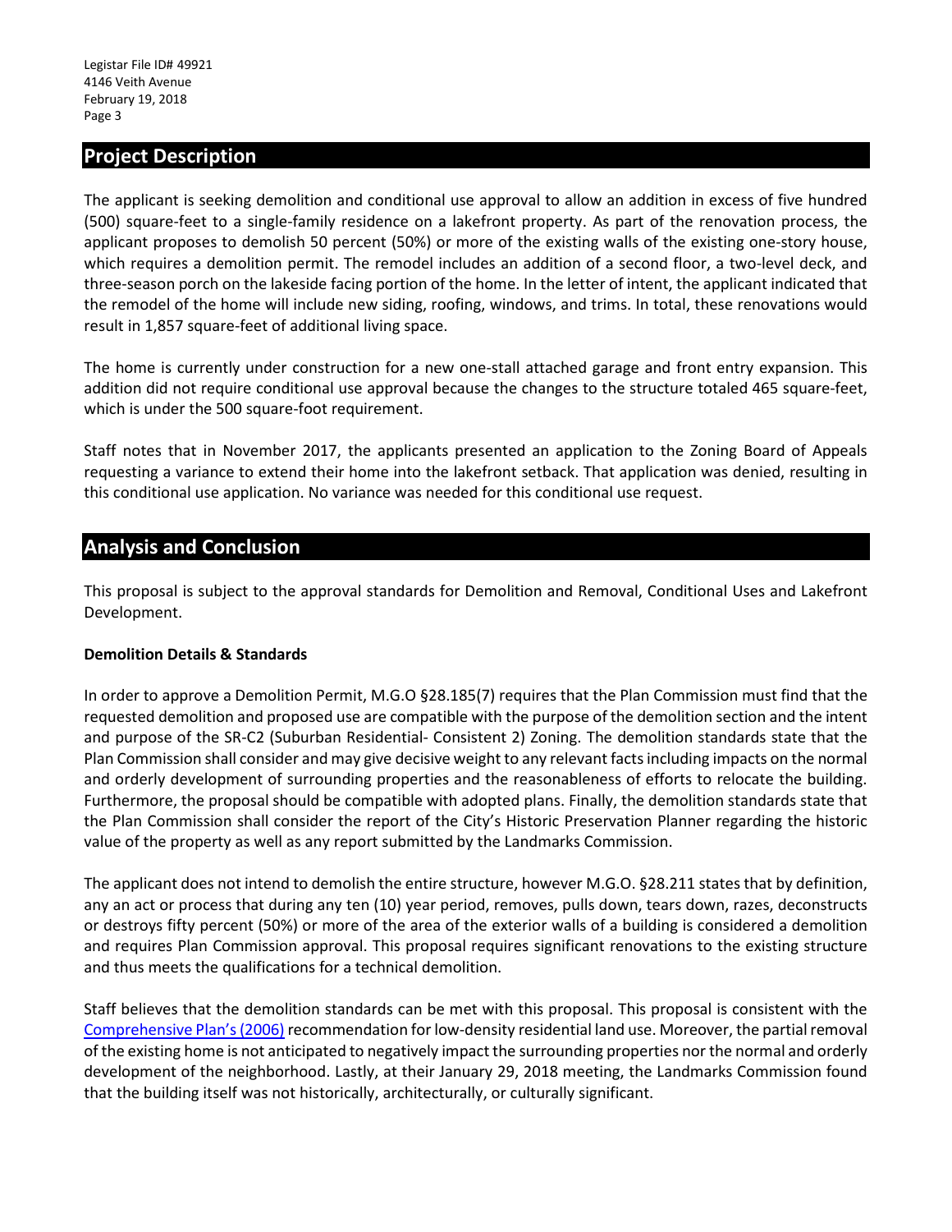## Project Description

The applicant is seeking demolition and conditional use approval to allow an addition in excess of five hundred (500) square-feet to a single-family residence on a lakefront property. As part of the renovation process, the applicant proposes to demolish 50 percent (50%) or more of the existing walls of the existing one-story house, which requires a demolition permit. The remodel includes an addition of a second floor, a two-level deck, and three-season porch on the lakeside facing portion of the home. In the letter of intent, the applicant indicated that the remodel of the home will include new siding, roofing, windows, and trims. In total, these renovations would result in 1,857 square-feet of additional living space.

The home is currently under construction for a new one-stall attached garage and front entry expansion. This addition did not require conditional use approval because the changes to the structure totaled 465 square-feet, which is under the 500 square-foot requirement.

Staff notes that in November 2017, the applicants presented an application to the Zoning Board of Appeals requesting a variance to extend their home into the lakefront setback. That application was denied, resulting in this conditional use application. No variance was needed for this conditional use request.

## Analysis and Conclusion

This proposal is subject to the approval standards for Demolition and Removal, Conditional Uses and Lakefront Development.

**Demolition Details & Standards**

In order to approve a Demolition Permit, M.G.O §28.185(7) requires that the Plan Commission must find that the requested demolition and proposed use are compatible with the purpose of the demolition section and the intent and purpose of the SR-C2 (Suburban Residential- Consistent 2) Zoning. The demolition standards state that the Plan Commission shall consider and may give decisive weight to any relevant facts including impacts on the normal and orderly development of surrounding properties and the reasonableness of efforts to relocate the building. Furthermore, the proposal should be compatible with adopted plans. Finally, the demolition standards state that the Plan Commission shall consider the report of the City's Historic Preservation Planner regarding the historic value of the property as well as any report submitted by the Landmarks Commission.

The applicant does not intend to demolish the entire structure, however M.G.O. §28.211 states that by definition, any an act or process that during any ten (10) year period, removes, pulls down, tears down, razes, deconstructs or destroys fifty percent (50%) or more of the area of the exterior walls of a building is considered a demolition and requires Plan Commission approval. This proposal requires significant renovations to the existing structure and thus meets the qualifications for a technical demolition.

Staff believes that the demolition standards can be met with this proposal. This proposal is consistent with the Comprehensive Plan's (2006) recommendation for low-density residential land use. Moreover, the partial removal of the existing home is not anticipated to negatively impact the surrounding properties nor the normal and orderly development of the neighborhood. Lastly, at their January 29, 2018 meeting, the Landmarks Commission found that the building itself was not historically, architecturally, or culturally significant.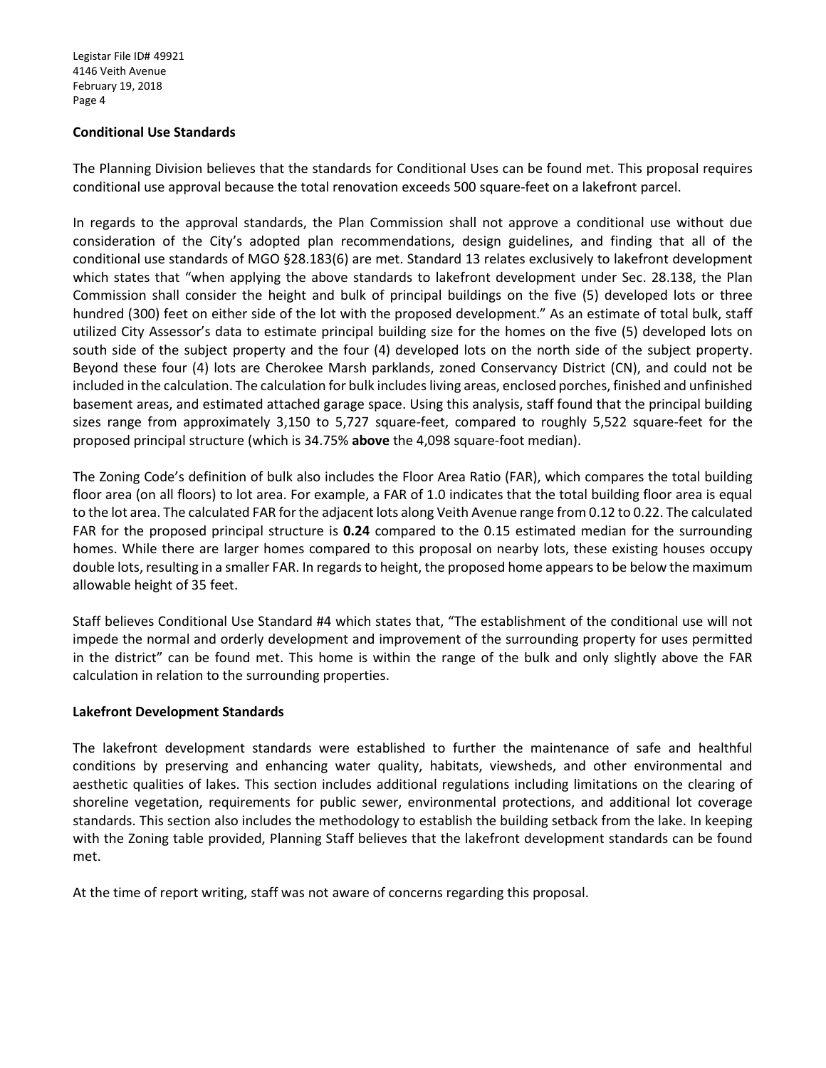## Conditional Use Standards

The Planning Division believes that the standards for Conditional Uses can be found met. This proposal requires conditional use approval because the total renovation exceeds 500 square-feet on a lakefront parcel.

In regards to the approval standards, the Plan Commission shall not approve a conditional use without due consideration of the City's adopted plan recommendations, design guidelines, and finding that all of the conditional use standards of MGO §28.183(6) are met. Standard 13 relates exclusively to lakefront development which states that "when applying the above standards to lakefront development under Sec. 28.138, the Plan Commission shall consider the height and bulk of principal buildings on the five (5) developed lots or three hundred (300) feet on either side of the lot with the proposed development." As an estimate of total bulk, staff utilized City Assessor's data to estimate principal building size for the homes on the five (5) developed lots on south side of the subject property and the four (4) developed lots on the north side of the subject property. Beyond these four (4) lots are Cherokee Marsh parklands, zoned Conservancy District (CN), and could not be included in the calculation. The calculation for bulk includes living areas, enclosed porches, finished and unfinished basement areas, and estimated attached garage space. Using this analysis, staff found that the principal building sizes range from approximately 3,150 to 5,727 square-feet, compared to roughly 5,522 square-feet for the proposed principal structure (which is 34.75% **above** the 4,098 square-foot median).

The Zoning Code's definition of bulk also includes the Floor Area Ratio (FAR), which compares the total building floor area (on all floors) to lot area. For example, a FAR of 1.0 indicates that the total building floor area is equal to the lot area. The calculated FAR for the adjacent lots along Veith Avenue range from 0.12 to 0.22. The calculated FAR for the proposed principal structure is **0.24** compared to the 0.15 estimated median for the surrounding homes. While there are larger homes compared to this proposal on nearby lots, these existing houses occupy double lots, resulting in a smaller FAR. In regards to height, the proposed home appears to be below the maximum allowable height of 35 feet.

Staff believes Conditional Use Standard #4 which states that, "The establishment of the conditional use will not impede the normal and orderly development and improvement of the surrounding property for uses permitted in the district" can be found met. This home is within the range of the bulk and only slightly above the FAR calculation in relation to the surrounding properties.

## Lakefront Development Standards

The lakefront development standards were established to further the maintenance of safe and healthful conditions by preserving and enhancing water quality, habitats, viewsheds, and other environmental and aesthetic qualities of lakes. This section includes additional regulations including limitations on the clearing of shoreline vegetation, requirements for public sewer, environmental protections, and additional lot coverage standards. This section also includes the methodology to establish the building setback from the lake. In keeping with the Zoning table provided, Planning Staff believes that the lakefront development standards can be found met.

At the time of report writing, staff was not aware of concerns regarding this proposal.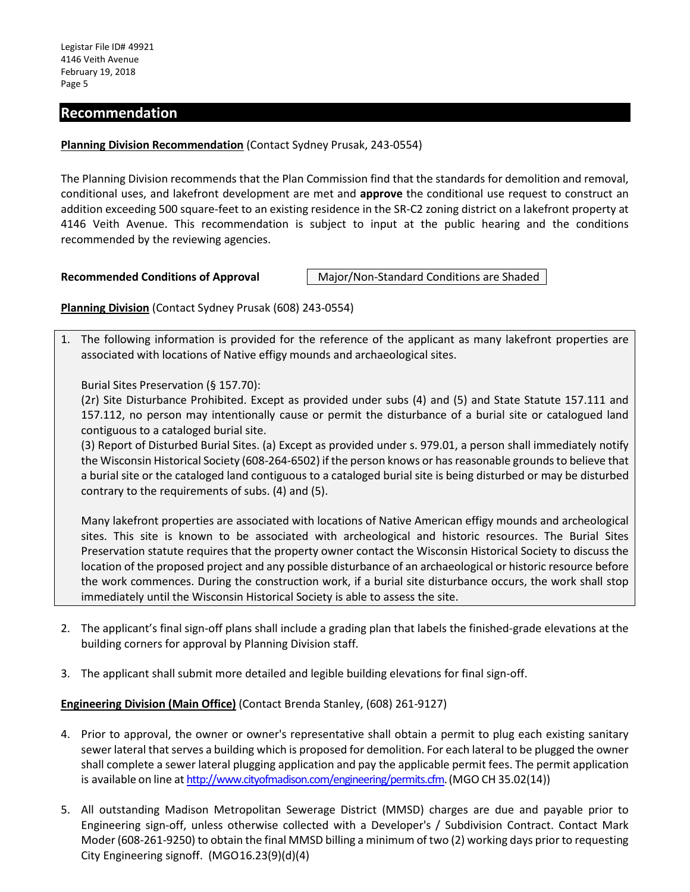## Recommendation

**Planning Division Recommendation** (Contact Sydney Prusak, 243-0554)

The Planning Division recommends that the Plan Commission find that the standards for demolition and removal, conditional uses, and lakefront development are met and **approve** the conditional use request to construct an addition exceeding 500 square-feet to an existing residence in the SR-C2 zoning district on a lakefront property at 4146 Veith Avenue. This recommendation is subject to input at the public hearing and the conditions recommended by the reviewing agencies.

**Recommended Conditions of Approval** — Major/Non-Standard Conditions are Shaded

**Planning Division** (Contact Sydney Prusak (608) 243-0554)

1. The following information is provided for the reference of the applicant as many lakefront properties are associated with locations of Native effigy mounds and archaeological sites.

   Burial Sites Preservation (§ 157.70):
   (2r) Site Disturbance Prohibited. Except as provided under subs (4) and (5) and State Statute 157.111 and 157.112, no person may intentionally cause or permit the disturbance of a burial site or catalogued land contiguous to a cataloged burial site.
   (3) Report of Disturbed Burial Sites. (a) Except as provided under s. 979.01, a person shall immediately notify the Wisconsin Historical Society (608-264-6502) if the person knows or has reasonable grounds to believe that a burial site or the cataloged land contiguous to a cataloged burial site is being disturbed or may be disturbed contrary to the requirements of subs. (4) and (5).

   Many lakefront properties are associated with locations of Native American effigy mounds and archeological sites. This site is known to be associated with archeological and historic resources. The Burial Sites Preservation statute requires that the property owner contact the Wisconsin Historical Society to discuss the location of the proposed project and any possible disturbance of an archaeological or historic resource before the work commences. During the construction work, if a burial site disturbance occurs, the work shall stop immediately until the Wisconsin Historical Society is able to assess the site.

2. The applicant's final sign-off plans shall include a grading plan that labels the finished-grade elevations at the building corners for approval by Planning Division staff.

3. The applicant shall submit more detailed and legible building elevations for final sign-off.

**Engineering Division (Main Office)** (Contact Brenda Stanley, (608) 261-9127)

4. Prior to approval, the owner or owner's representative shall obtain a permit to plug each existing sanitary sewer lateral that serves a building which is proposed for demolition. For each lateral to be plugged the owner shall complete a sewer lateral plugging application and pay the applicable permit fees. The permit application is available on line at http://www.cityofmadison.com/engineering/permits.cfm. (MGO CH 35.02(14))

5. All outstanding Madison Metropolitan Sewerage District (MMSD) charges are due and payable prior to Engineering sign-off, unless otherwise collected with a Developer's / Subdivision Contract. Contact Mark Moder (608-261-9250) to obtain the final MMSD billing a minimum of two (2) working days prior to requesting City Engineering signoff. (MGO16.23(9)(d)(4)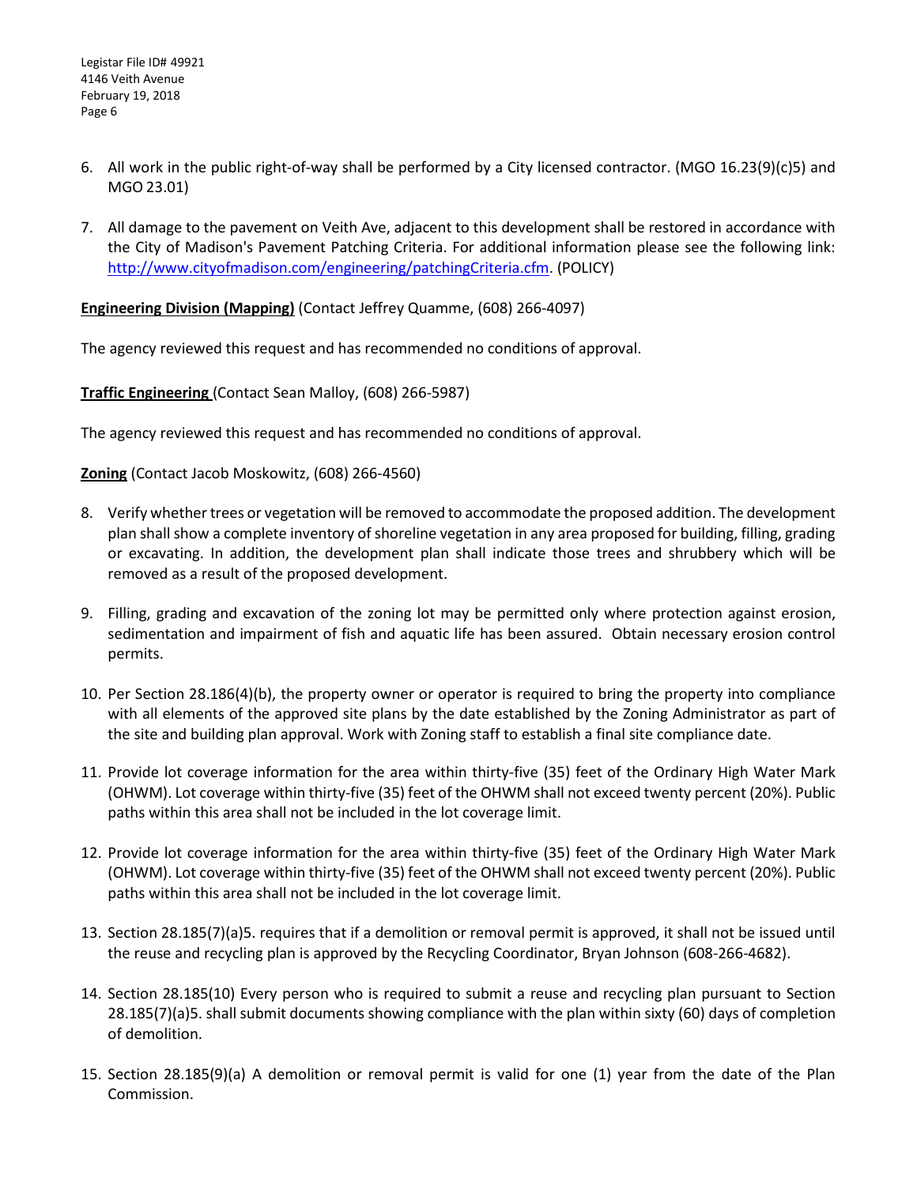6. All work in the public right-of-way shall be performed by a City licensed contractor. (MGO 16.23(9)(c)5) and MGO 23.01)

7. All damage to the pavement on Veith Ave, adjacent to this development shall be restored in accordance with the City of Madison's Pavement Patching Criteria. For additional information please see the following link: [http://www.cityofmadison.com/engineering/patchingCriteria.cfm](http://www.cityofmadison.com/engineering/patchingCriteria.cfm). (POLICY)

**Engineering Division (Mapping)** (Contact Jeffrey Quamme, (608) 266-4097)

The agency reviewed this request and has recommended no conditions of approval.

**Traffic Engineering** (Contact Sean Malloy, (608) 266-5987)

The agency reviewed this request and has recommended no conditions of approval.

**Zoning** (Contact Jacob Moskowitz, (608) 266-4560)

8. Verify whether trees or vegetation will be removed to accommodate the proposed addition. The development plan shall show a complete inventory of shoreline vegetation in any area proposed for building, filling, grading or excavating. In addition, the development plan shall indicate those trees and shrubbery which will be removed as a result of the proposed development.

9. Filling, grading and excavation of the zoning lot may be permitted only where protection against erosion, sedimentation and impairment of fish and aquatic life has been assured. Obtain necessary erosion control permits.

10. Per Section 28.186(4)(b), the property owner or operator is required to bring the property into compliance with all elements of the approved site plans by the date established by the Zoning Administrator as part of the site and building plan approval. Work with Zoning staff to establish a final site compliance date.

11. Provide lot coverage information for the area within thirty-five (35) feet of the Ordinary High Water Mark (OHWM). Lot coverage within thirty-five (35) feet of the OHWM shall not exceed twenty percent (20%). Public paths within this area shall not be included in the lot coverage limit.

12. Provide lot coverage information for the area within thirty-five (35) feet of the Ordinary High Water Mark (OHWM). Lot coverage within thirty-five (35) feet of the OHWM shall not exceed twenty percent (20%). Public paths within this area shall not be included in the lot coverage limit.

13. Section 28.185(7)(a)5. requires that if a demolition or removal permit is approved, it shall not be issued until the reuse and recycling plan is approved by the Recycling Coordinator, Bryan Johnson (608-266-4682).

14. Section 28.185(10) Every person who is required to submit a reuse and recycling plan pursuant to Section 28.185(7)(a)5. shall submit documents showing compliance with the plan within sixty (60) days of completion of demolition.

15. Section 28.185(9)(a) A demolition or removal permit is valid for one (1) year from the date of the Plan Commission.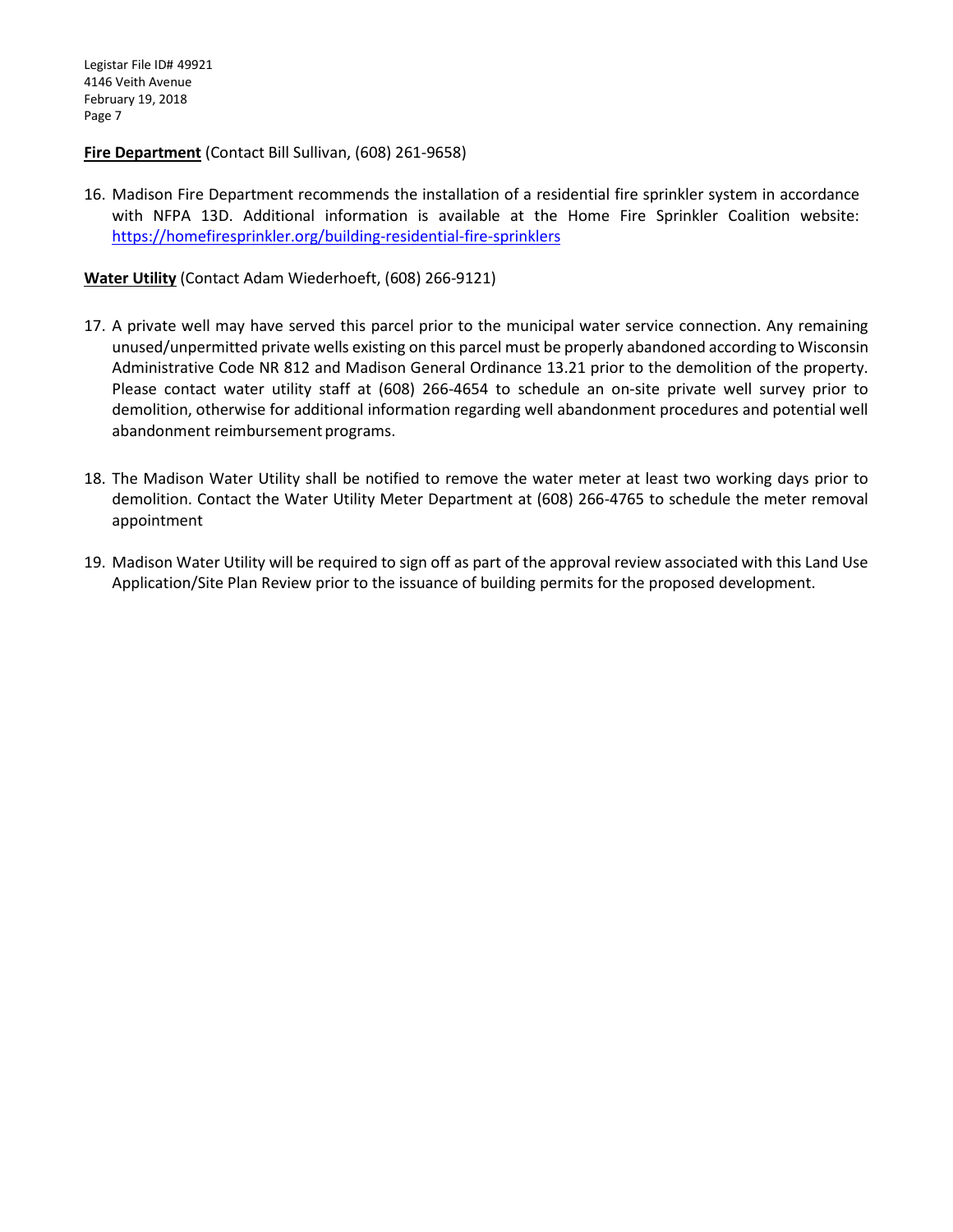**Fire Department** (Contact Bill Sullivan, (608) 261-9658)

16. Madison Fire Department recommends the installation of a residential fire sprinkler system in accordance with NFPA 13D. Additional information is available at the Home Fire Sprinkler Coalition website: https://homefiresprinkler.org/building-residential-fire-sprinklers

**Water Utility** (Contact Adam Wiederhoeft, (608) 266-9121)

17. A private well may have served this parcel prior to the municipal water service connection. Any remaining unused/unpermitted private wells existing on this parcel must be properly abandoned according to Wisconsin Administrative Code NR 812 and Madison General Ordinance 13.21 prior to the demolition of the property. Please contact water utility staff at (608) 266-4654 to schedule an on-site private well survey prior to demolition, otherwise for additional information regarding well abandonment procedures and potential well abandonment reimbursement programs.

18. The Madison Water Utility shall be notified to remove the water meter at least two working days prior to demolition. Contact the Water Utility Meter Department at (608) 266-4765 to schedule the meter removal appointment

19. Madison Water Utility will be required to sign off as part of the approval review associated with this Land Use Application/Site Plan Review prior to the issuance of building permits for the proposed development.